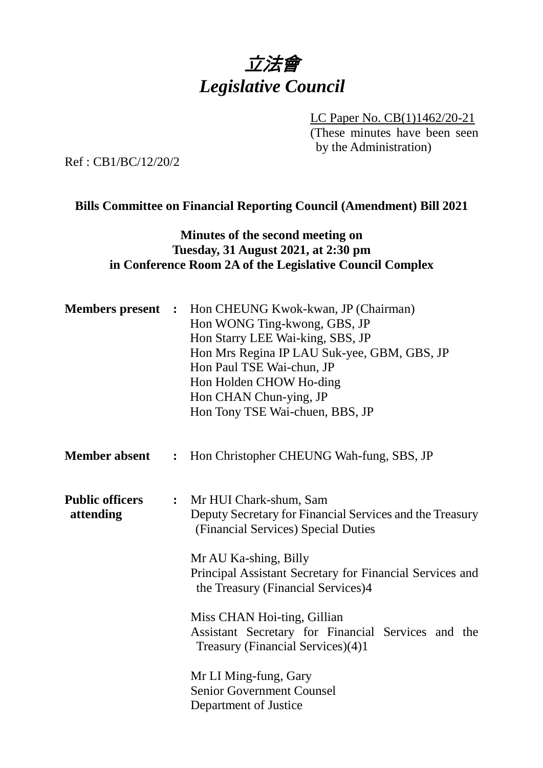# *立法會*
# *Legislative Council*

LC Paper No. CB(1)1462/20-21
(These minutes have been seen by the Administration)

Ref : CB1/BC/12/20/2

**Bills Committee on Financial Reporting Council (Amendment) Bill 2021**

**Minutes of the second meeting on**
**Tuesday, 31 August 2021, at 2:30 pm**
**in Conference Room 2A of the Legislative Council Complex**

**Members present :** Hon CHEUNG Kwok-kwan, JP (Chairman)
Hon WONG Ting-kwong, GBS, JP
Hon Starry LEE Wai-king, SBS, JP
Hon Mrs Regina IP LAU Suk-yee, GBM, GBS, JP
Hon Paul TSE Wai-chun, JP
Hon Holden CHOW Ho-ding
Hon CHAN Chun-ying, JP
Hon Tony TSE Wai-chuen, BBS, JP

**Member absent :** Hon Christopher CHEUNG Wah-fung, SBS, JP

**Public officers attending :** Mr HUI Chark-shum, Sam
Deputy Secretary for Financial Services and the Treasury (Financial Services) Special Duties

Mr AU Ka-shing, Billy
Principal Assistant Secretary for Financial Services and the Treasury (Financial Services)4

Miss CHAN Hoi-ting, Gillian
Assistant Secretary for Financial Services and the Treasury (Financial Services)(4)1

Mr LI Ming-fung, Gary
Senior Government Counsel
Department of Justice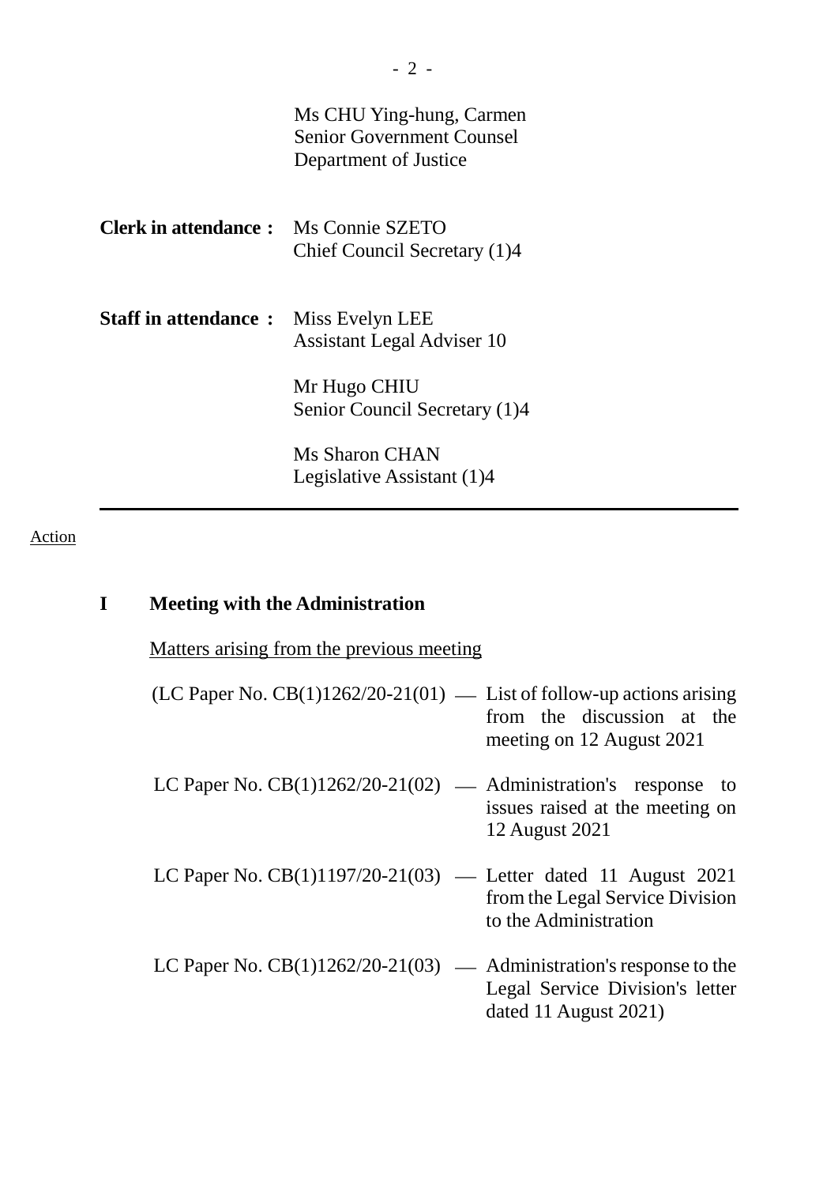Ms CHU Ying-hung, Carmen
Senior Government Counsel
Department of Justice

**Clerk in attendance :** Ms Connie SZETO
Chief Council Secretary (1)4

**Staff in attendance :** Miss Evelyn LEE
Assistant Legal Adviser 10

Mr Hugo CHIU
Senior Council Secretary (1)4

Ms Sharon CHAN
Legislative Assistant (1)4

---

Action

## I Meeting with the Administration

Matters arising from the previous meeting

(LC Paper No. CB(1)1262/20-21(01) — List of follow-up actions arising from the discussion at the meeting on 12 August 2021

LC Paper No. CB(1)1262/20-21(02) — Administration's response to issues raised at the meeting on 12 August 2021

LC Paper No. CB(1)1197/20-21(03) — Letter dated 11 August 2021 from the Legal Service Division to the Administration

LC Paper No. CB(1)1262/20-21(03) — Administration's response to the Legal Service Division's letter dated 11 August 2021)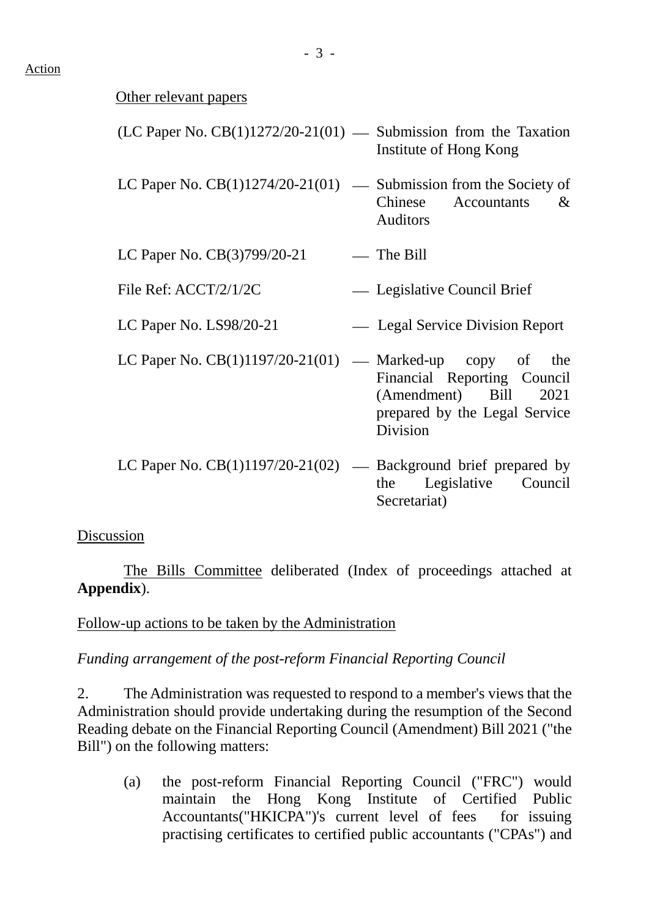Action

Other relevant papers

| | | |
|---|---|---|
| (LC Paper No. CB(1)1272/20-21(01) | — | Submission from the Taxation Institute of Hong Kong |
| LC Paper No. CB(1)1274/20-21(01) | — | Submission from the Society of Chinese Accountants & Auditors |
| LC Paper No. CB(3)799/20-21 | — | The Bill |
| File Ref: ACCT/2/1/2C | — | Legislative Council Brief |
| LC Paper No. LS98/20-21 | — | Legal Service Division Report |
| LC Paper No. CB(1)1197/20-21(01) | — | Marked-up copy of the Financial Reporting Council (Amendment) Bill 2021 prepared by the Legal Service Division |
| LC Paper No. CB(1)1197/20-21(02) | — | Background brief prepared by the Legislative Council Secretariat) |

Discussion

The Bills Committee deliberated (Index of proceedings attached at **Appendix**).

Follow-up actions to be taken by the Administration

*Funding arrangement of the post-reform Financial Reporting Council*

2. The Administration was requested to respond to a member's views that the Administration should provide undertaking during the resumption of the Second Reading debate on the Financial Reporting Council (Amendment) Bill 2021 ("the Bill") on the following matters:

(a) the post-reform Financial Reporting Council ("FRC") would maintain the Hong Kong Institute of Certified Public Accountants("HKICPA")'s current level of fees for issuing practising certificates to certified public accountants ("CPAs") and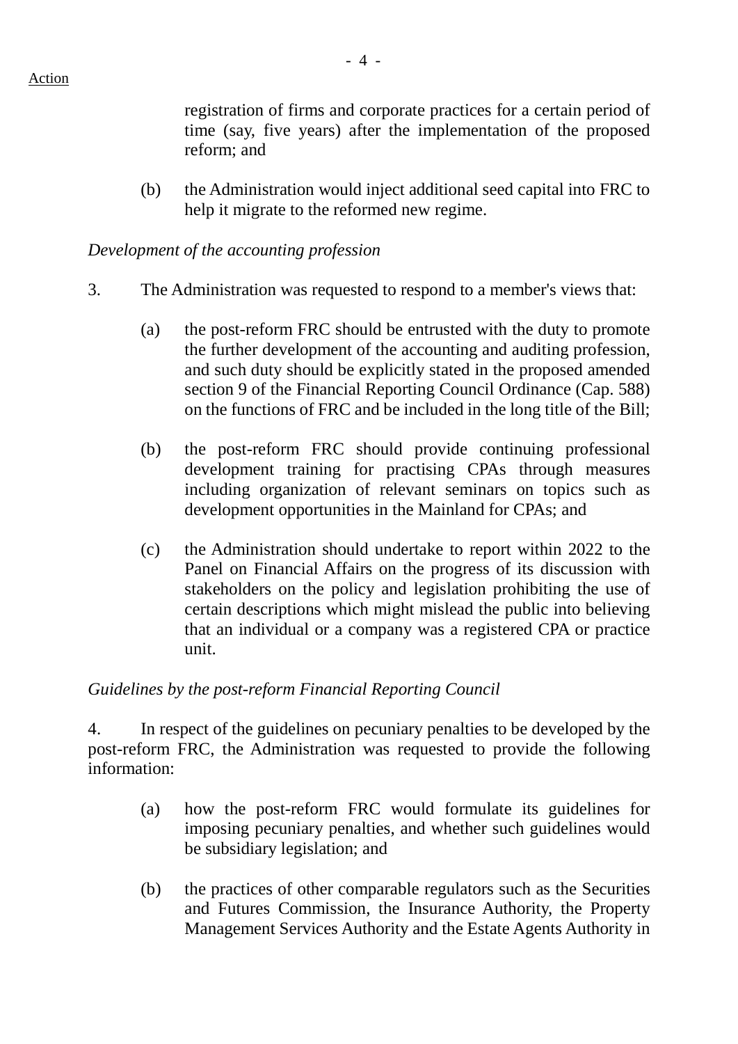registration of firms and corporate practices for a certain period of time (say, five years) after the implementation of the proposed reform; and

(b) the Administration would inject additional seed capital into FRC to help it migrate to the reformed new regime.

*Development of the accounting profession*

3. The Administration was requested to respond to a member's views that:

(a) the post-reform FRC should be entrusted with the duty to promote the further development of the accounting and auditing profession, and such duty should be explicitly stated in the proposed amended section 9 of the Financial Reporting Council Ordinance (Cap. 588) on the functions of FRC and be included in the long title of the Bill;

(b) the post-reform FRC should provide continuing professional development training for practising CPAs through measures including organization of relevant seminars on topics such as development opportunities in the Mainland for CPAs; and

(c) the Administration should undertake to report within 2022 to the Panel on Financial Affairs on the progress of its discussion with stakeholders on the policy and legislation prohibiting the use of certain descriptions which might mislead the public into believing that an individual or a company was a registered CPA or practice unit.

*Guidelines by the post-reform Financial Reporting Council*

4. In respect of the guidelines on pecuniary penalties to be developed by the post-reform FRC, the Administration was requested to provide the following information:

(a) how the post-reform FRC would formulate its guidelines for imposing pecuniary penalties, and whether such guidelines would be subsidiary legislation; and

(b) the practices of other comparable regulators such as the Securities and Futures Commission, the Insurance Authority, the Property Management Services Authority and the Estate Agents Authority in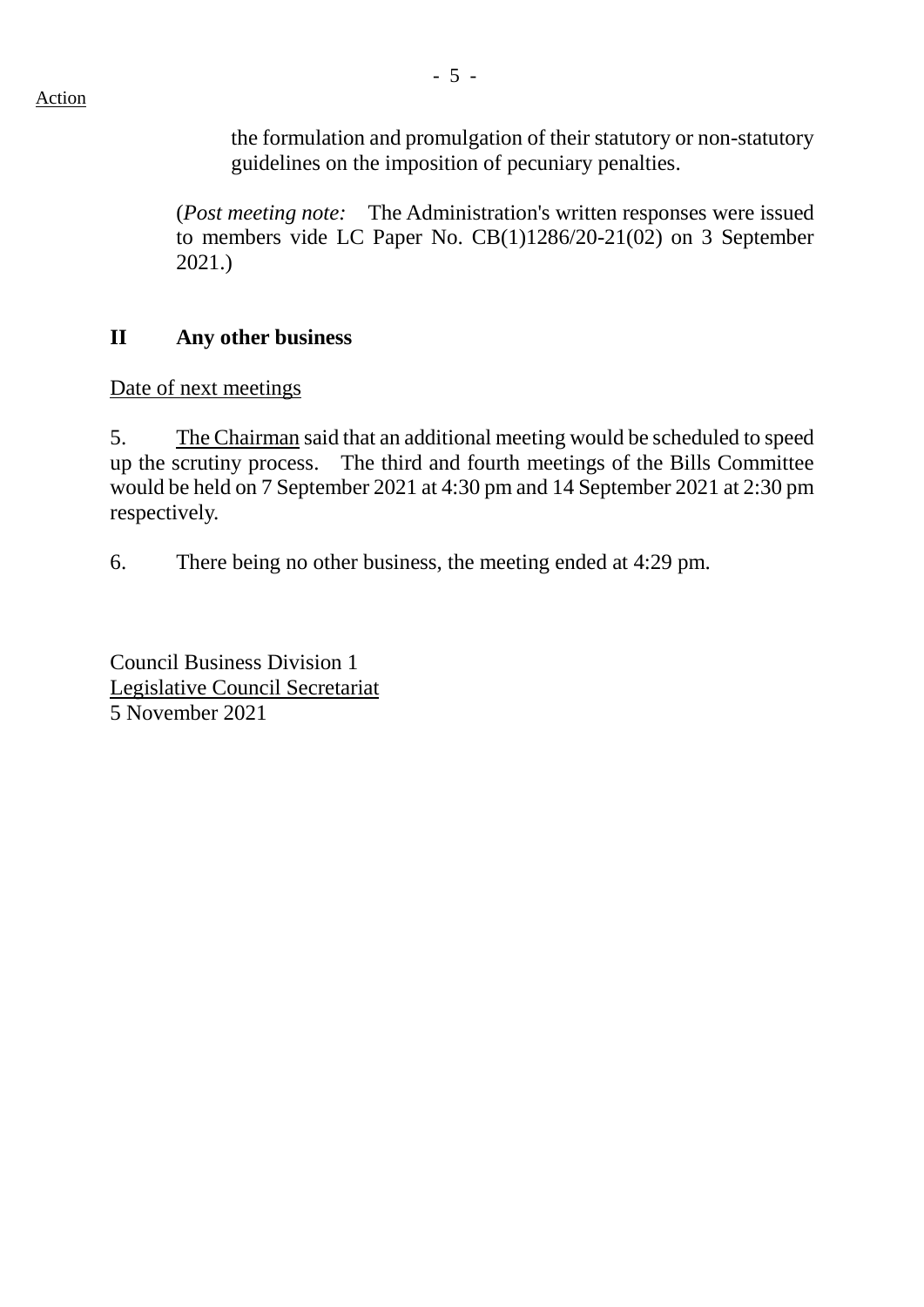Action

the formulation and promulgation of their statutory or non-statutory guidelines on the imposition of pecuniary penalties.

(*Post meeting note:* The Administration's written responses were issued to members vide LC Paper No. CB(1)1286/20-21(02) on 3 September 2021.)

## II Any other business

Date of next meetings

5. The Chairman said that an additional meeting would be scheduled to speed up the scrutiny process. The third and fourth meetings of the Bills Committee would be held on 7 September 2021 at 4:30 pm and 14 September 2021 at 2:30 pm respectively.

6. There being no other business, the meeting ended at 4:29 pm.

Council Business Division 1
Legislative Council Secretariat
5 November 2021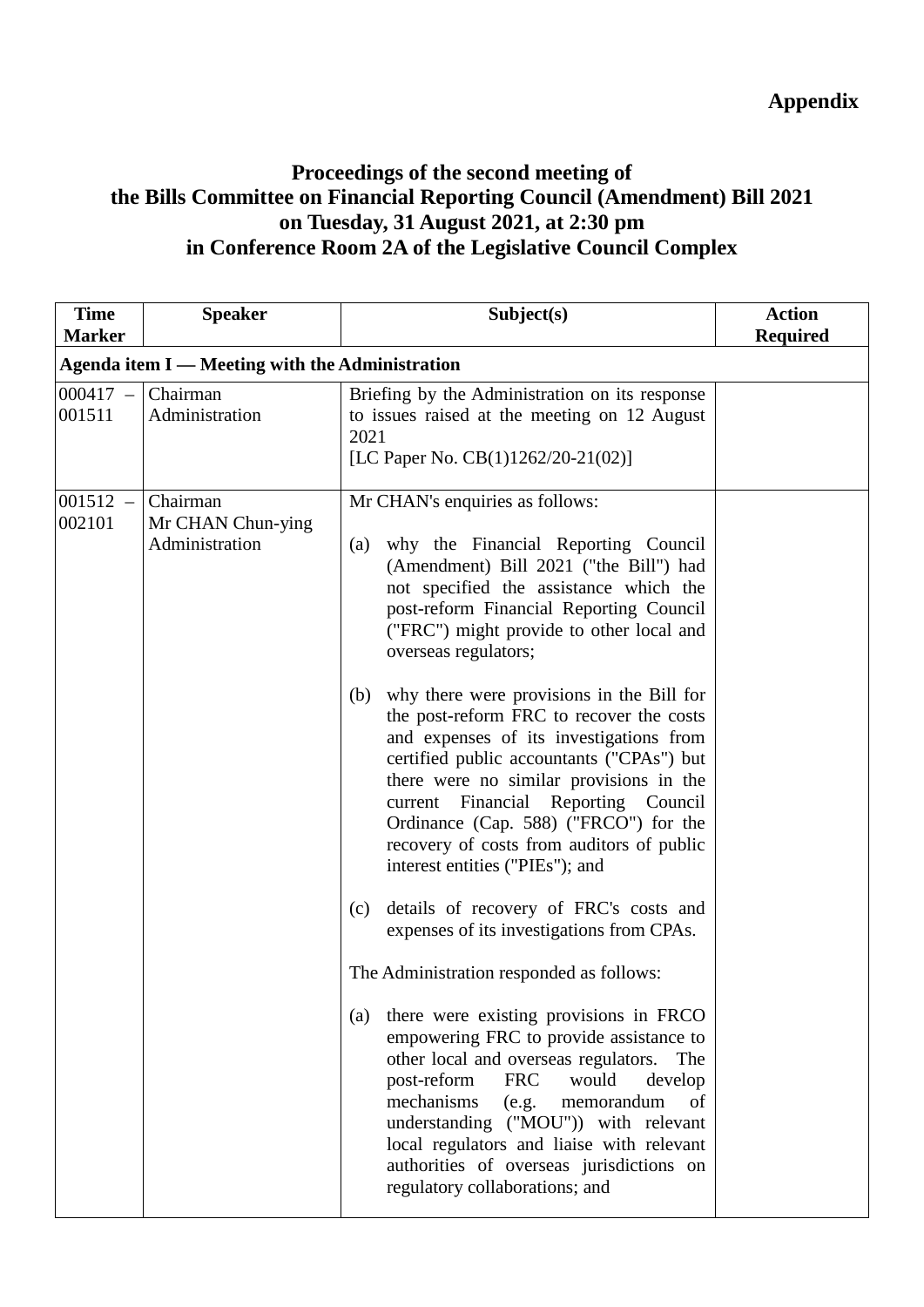**Appendix**

# Proceedings of the second meeting of the Bills Committee on Financial Reporting Council (Amendment) Bill 2021 on Tuesday, 31 August 2021, at 2:30 pm in Conference Room 2A of the Legislative Council Complex

| Time Marker | Speaker | Subject(s) | Action Required |
|---|---|---|---|
| **Agenda item I — Meeting with the Administration** | | | |
| 000417 – 001511 | Chairman<br>Administration | Briefing by the Administration on its response to issues raised at the meeting on 12 August 2021<br>[LC Paper No. CB(1)1262/20-21(02)] | |
| 001512 – 002101 | Chairman<br>Mr CHAN Chun-ying<br>Administration | Mr CHAN's enquiries as follows:<br><br>(a) why the Financial Reporting Council (Amendment) Bill 2021 ("the Bill") had not specified the assistance which the post-reform Financial Reporting Council ("FRC") might provide to other local and overseas regulators;<br><br>(b) why there were provisions in the Bill for the post-reform FRC to recover the costs and expenses of its investigations from certified public accountants ("CPAs") but there were no similar provisions in the current Financial Reporting Council Ordinance (Cap. 588) ("FRCO") for the recovery of costs from auditors of public interest entities ("PIEs"); and<br><br>(c) details of recovery of FRC's costs and expenses of its investigations from CPAs.<br><br>The Administration responded as follows:<br><br>(a) there were existing provisions in FRCO empowering FRC to provide assistance to other local and overseas regulators. The post-reform FRC would develop mechanisms (e.g. memorandum of understanding ("MOU")) with relevant local regulators and liaise with relevant authorities of overseas jurisdictions on regulatory collaborations; and | |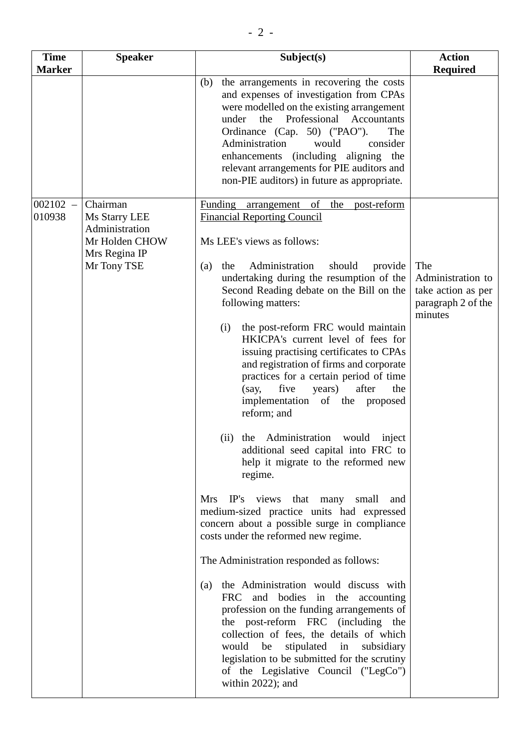| Time Marker | Speaker | Subject(s) | Action Required |
|---|---|---|---|
| | | (b) the arrangements in recovering the costs and expenses of investigation from CPAs were modelled on the existing arrangement under the Professional Accountants Ordinance (Cap. 50) ("PAO"). The Administration would consider enhancements (including aligning the relevant arrangements for PIE auditors and non-PIE auditors) in future as appropriate. | |
| 002102 – 010938 | Chairman<br>Ms Starry LEE<br>Administration<br>Mr Holden CHOW<br>Mrs Regina IP<br>Mr Tony TSE | <u>Funding arrangement of the post-reform Financial Reporting Council</u><br><br>Ms LEE's views as follows:<br><br>(a) the Administration should provide undertaking during the resumption of the Second Reading debate on the Bill on the following matters:<br><br>(i) the post-reform FRC would maintain HKICPA's current level of fees for issuing practising certificates to CPAs and registration of firms and corporate practices for a certain period of time (say, five years) after the implementation of the proposed reform; and<br><br>(ii) the Administration would inject additional seed capital into FRC to help it migrate to the reformed new regime.<br><br>Mrs IP's views that many small and medium-sized practice units had expressed concern about a possible surge in compliance costs under the reformed new regime.<br><br>The Administration responded as follows:<br><br>(a) the Administration would discuss with FRC and bodies in the accounting profession on the funding arrangements of the post-reform FRC (including the collection of fees, the details of which would be stipulated in subsidiary legislation to be submitted for the scrutiny of the Legislative Council ("LegCo") within 2022); and | The Administration to take action as per paragraph 2 of the minutes |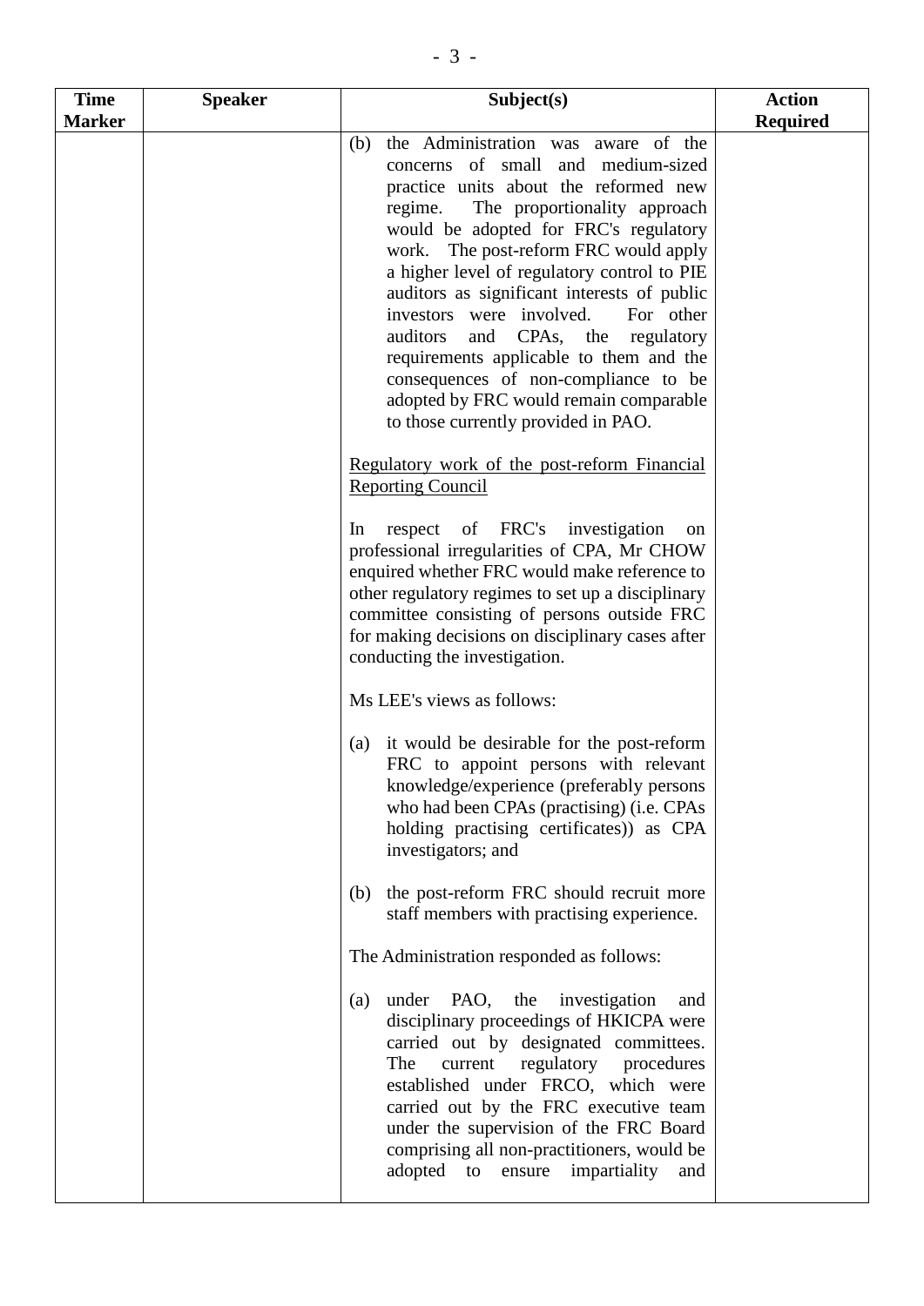| Time Marker | Speaker | Subject(s) | Action Required |
|---|---|---|---|
| | | (b) the Administration was aware of the concerns of small and medium-sized practice units about the reformed new regime. The proportionality approach would be adopted for FRC's regulatory work. The post-reform FRC would apply a higher level of regulatory control to PIE auditors as significant interests of public investors were involved. For other auditors and CPAs, the regulatory requirements applicable to them and the consequences of non-compliance to be adopted by FRC would remain comparable to those currently provided in PAO.<br><br><u>Regulatory work of the post-reform Financial Reporting Council</u><br><br>In respect of FRC's investigation on professional irregularities of CPA, Mr CHOW enquired whether FRC would make reference to other regulatory regimes to set up a disciplinary committee consisting of persons outside FRC for making decisions on disciplinary cases after conducting the investigation.<br><br>Ms LEE's views as follows:<br><br>(a) it would be desirable for the post-reform FRC to appoint persons with relevant knowledge/experience (preferably persons who had been CPAs (practising) (i.e. CPAs holding practising certificates)) as CPA investigators; and<br><br>(b) the post-reform FRC should recruit more staff members with practising experience.<br><br>The Administration responded as follows:<br><br>(a) under PAO, the investigation and disciplinary proceedings of HKICPA were carried out by designated committees. The current regulatory procedures established under FRCO, which were carried out by the FRC executive team under the supervision of the FRC Board comprising all non-practitioners, would be adopted to ensure impartiality and | |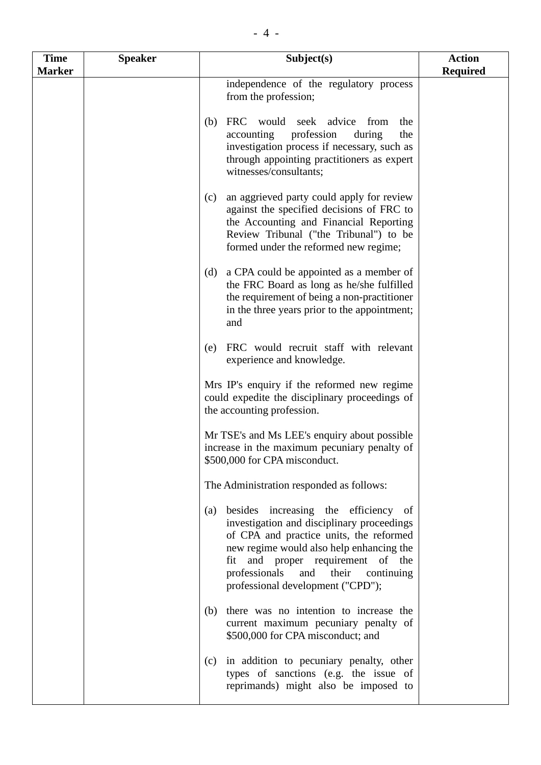| Time Marker | Speaker | Subject(s) | Action Required |
|---|---|---|---|
| | | independence of the regulatory process from the profession;<br><br>(b) FRC would seek advice from the accounting profession during the investigation process if necessary, such as through appointing practitioners as expert witnesses/consultants;<br><br>(c) an aggrieved party could apply for review against the specified decisions of FRC to the Accounting and Financial Reporting Review Tribunal ("the Tribunal") to be formed under the reformed new regime;<br><br>(d) a CPA could be appointed as a member of the FRC Board as long as he/she fulfilled the requirement of being a non-practitioner in the three years prior to the appointment; and<br><br>(e) FRC would recruit staff with relevant experience and knowledge.<br><br>Mrs IP's enquiry if the reformed new regime could expedite the disciplinary proceedings of the accounting profession.<br><br>Mr TSE's and Ms LEE's enquiry about possible increase in the maximum pecuniary penalty of $500,000 for CPA misconduct.<br><br>The Administration responded as follows:<br><br>(a) besides increasing the efficiency of investigation and disciplinary proceedings of CPA and practice units, the reformed new regime would also help enhancing the fit and proper requirement of the professionals and their continuing professional development ("CPD");<br><br>(b) there was no intention to increase the current maximum pecuniary penalty of $500,000 for CPA misconduct; and<br><br>(c) in addition to pecuniary penalty, other types of sanctions (e.g. the issue of reprimands) might also be imposed to | |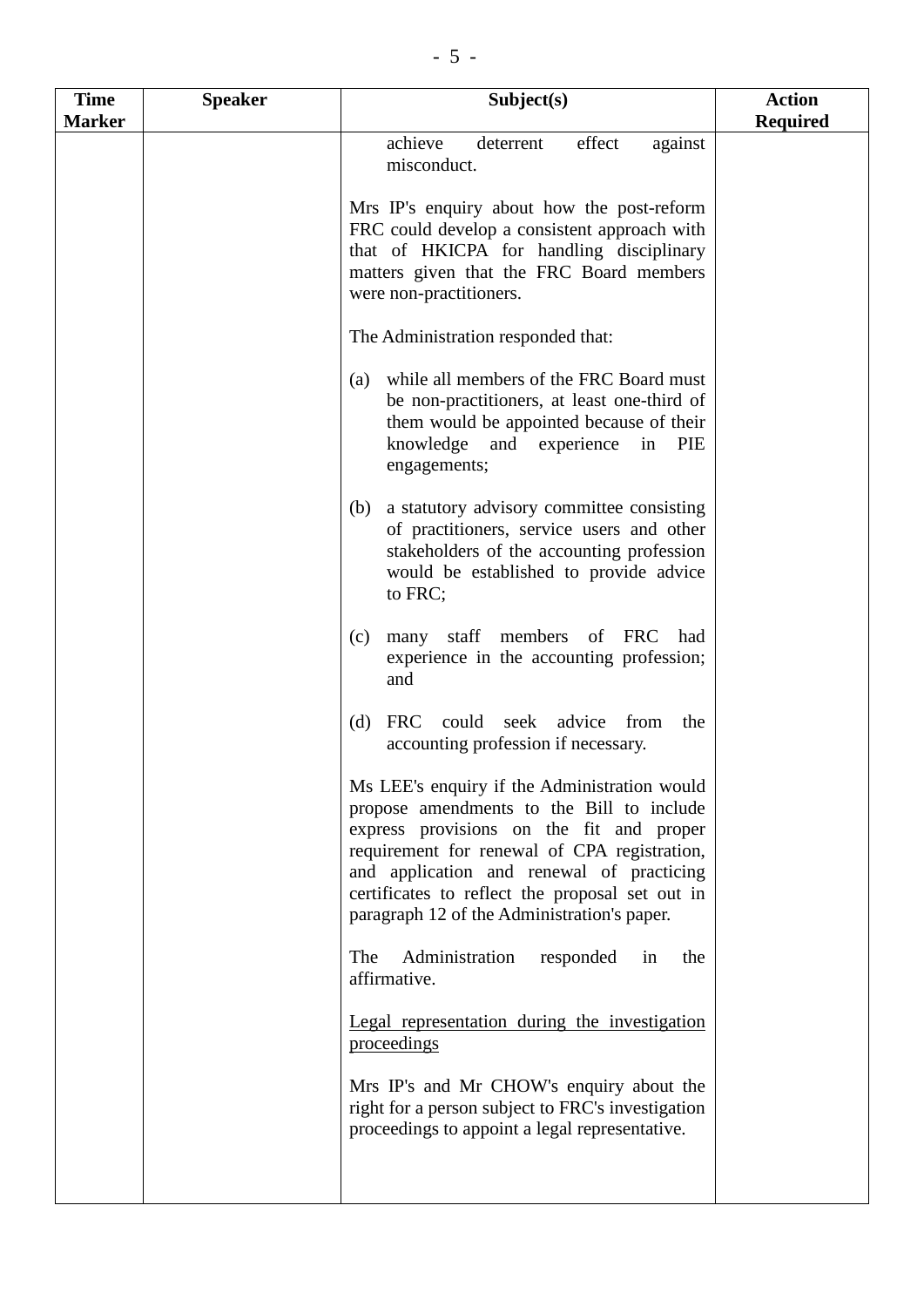| Time Marker | Speaker | Subject(s) | Action Required |
|---|---|---|---|
| | | achieve deterrent effect against misconduct.<br><br>Mrs IP's enquiry about how the post-reform FRC could develop a consistent approach with that of HKICPA for handling disciplinary matters given that the FRC Board members were non-practitioners.<br><br>The Administration responded that:<br><br>(a) while all members of the FRC Board must be non-practitioners, at least one-third of them would be appointed because of their knowledge and experience in PIE engagements;<br><br>(b) a statutory advisory committee consisting of practitioners, service users and other stakeholders of the accounting profession would be established to provide advice to FRC;<br><br>(c) many staff members of FRC had experience in the accounting profession; and<br><br>(d) FRC could seek advice from the accounting profession if necessary.<br><br>Ms LEE's enquiry if the Administration would propose amendments to the Bill to include express provisions on the fit and proper requirement for renewal of CPA registration, and application and renewal of practicing certificates to reflect the proposal set out in paragraph 12 of the Administration's paper.<br><br>The Administration responded in the affirmative.<br><br><u>Legal representation during the investigation proceedings</u><br><br>Mrs IP's and Mr CHOW's enquiry about the right for a person subject to FRC's investigation proceedings to appoint a legal representative. | |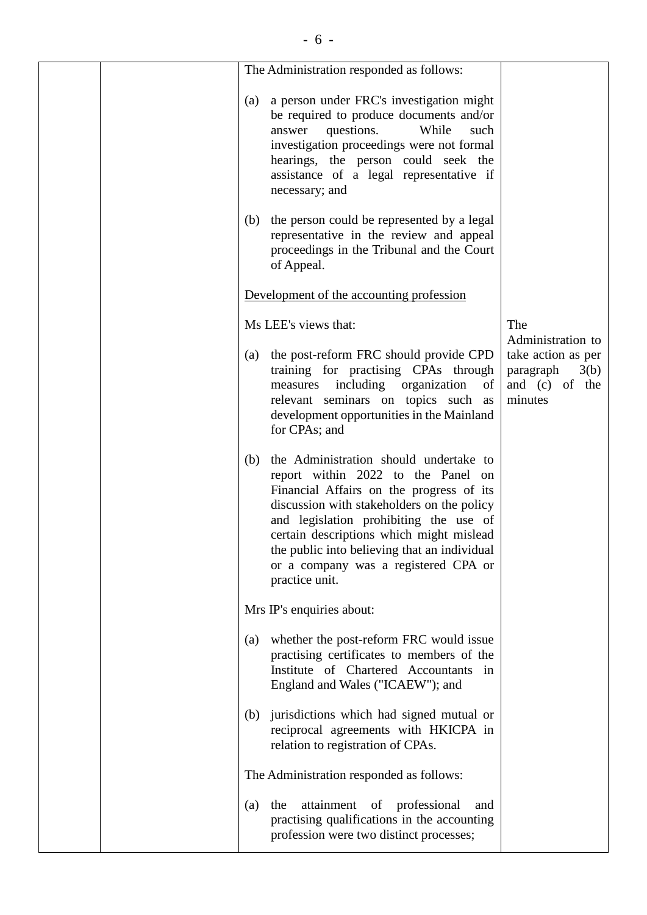| | | The Administration responded as follows:<br><br>(a) a person under FRC's investigation might be required to produce documents and/or answer questions. While such investigation proceedings were not formal hearings, the person could seek the assistance of a legal representative if necessary; and<br><br>(b) the person could be represented by a legal representative in the review and appeal proceedings in the Tribunal and the Court of Appeal.<br><br><u>Development of the accounting profession</u><br><br>Ms LEE's views that:<br><br>(a) the post-reform FRC should provide CPD training for practising CPAs through measures including organization of relevant seminars on topics such as development opportunities in the Mainland for CPAs; and<br><br>(b) the Administration should undertake to report within 2022 to the Panel on Financial Affairs on the progress of its discussion with stakeholders on the policy and legislation prohibiting the use of certain descriptions which might mislead the public into believing that an individual or a company was a registered CPA or practice unit.<br><br>Mrs IP's enquiries about:<br><br>(a) whether the post-reform FRC would issue practising certificates to members of the Institute of Chartered Accountants in England and Wales ("ICAEW"); and<br><br>(b) jurisdictions which had signed mutual or reciprocal agreements with HKICPA in relation to registration of CPAs.<br><br>The Administration responded as follows:<br><br>(a) the attainment of professional and practising qualifications in the accounting profession were two distinct processes; | The Administration to take action as per paragraph 3(b) and (c) of the minutes |
|---|---|---|---|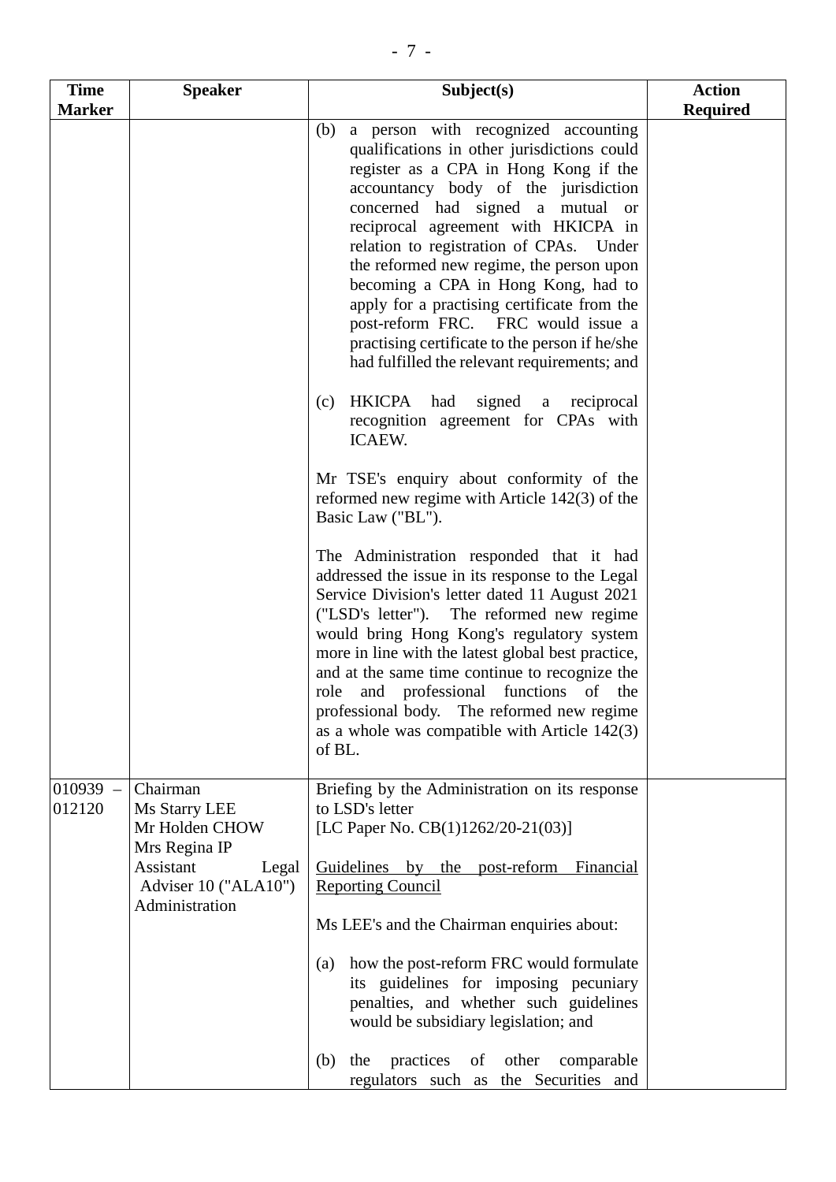| Time Marker | Speaker | Subject(s) | Action Required |
|---|---|---|---|
| | | (b) a person with recognized accounting qualifications in other jurisdictions could register as a CPA in Hong Kong if the accountancy body of the jurisdiction concerned had signed a mutual or reciprocal agreement with HKICPA in relation to registration of CPAs. Under the reformed new regime, the person upon becoming a CPA in Hong Kong, had to apply for a practising certificate from the post-reform FRC. FRC would issue a practising certificate to the person if he/she had fulfilled the relevant requirements; and<br><br>(c) HKICPA had signed a reciprocal recognition agreement for CPAs with ICAEW.<br><br>Mr TSE's enquiry about conformity of the reformed new regime with Article 142(3) of the Basic Law ("BL").<br><br>The Administration responded that it had addressed the issue in its response to the Legal Service Division's letter dated 11 August 2021 ("LSD's letter"). The reformed new regime would bring Hong Kong's regulatory system more in line with the latest global best practice, and at the same time continue to recognize the role and professional functions of the professional body. The reformed new regime as a whole was compatible with Article 142(3) of BL. | |
| 010939 – 012120 | Chairman<br>Ms Starry LEE<br>Mr Holden CHOW<br>Mrs Regina IP<br>Assistant Legal Adviser 10 ("ALA10")<br>Administration | Briefing by the Administration on its response to LSD's letter<br>[LC Paper No. CB(1)1262/20-21(03)]<br><br><u>Guidelines by the post-reform Financial Reporting Council</u><br><br>Ms LEE's and the Chairman enquiries about:<br><br>(a) how the post-reform FRC would formulate its guidelines for imposing pecuniary penalties, and whether such guidelines would be subsidiary legislation; and<br><br>(b) the practices of other comparable regulators such as the Securities and | |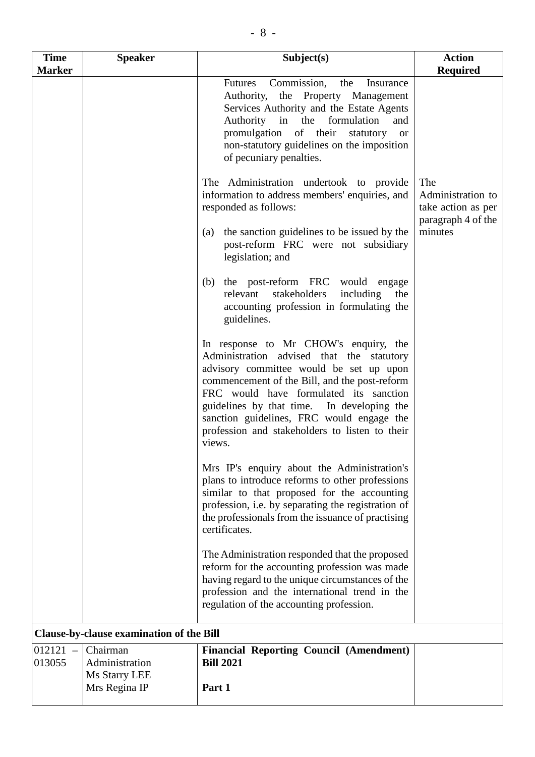| Time Marker | Speaker | Subject(s) | Action Required |
|---|---|---|---|
| | | Futures Commission, the Insurance Authority, the Property Management Services Authority and the Estate Agents Authority in the formulation and promulgation of their statutory or non-statutory guidelines on the imposition of pecuniary penalties.<br><br>The Administration undertook to provide information to address members' enquiries, and responded as follows:<br><br>(a) the sanction guidelines to be issued by the post-reform FRC were not subsidiary legislation; and<br><br>(b) the post-reform FRC would engage relevant stakeholders including the accounting profession in formulating the guidelines.<br><br>In response to Mr CHOW's enquiry, the Administration advised that the statutory advisory committee would be set up upon commencement of the Bill, and the post-reform FRC would have formulated its sanction guidelines by that time. In developing the sanction guidelines, FRC would engage the profession and stakeholders to listen to their views.<br><br>Mrs IP's enquiry about the Administration's plans to introduce reforms to other professions similar to that proposed for the accounting profession, i.e. by separating the registration of the professionals from the issuance of practising certificates.<br><br>The Administration responded that the proposed reform for the accounting profession was made having regard to the unique circumstances of the profession and the international trend in the regulation of the accounting profession. | The Administration to take action as per paragraph 4 of the minutes |
| **Clause-by-clause examination of the Bill** | | | |
| 012121 – 013055 | Chairman<br>Administration<br>Ms Starry LEE<br>Mrs Regina IP | **Financial Reporting Council (Amendment) Bill 2021**<br><br>**Part 1** | |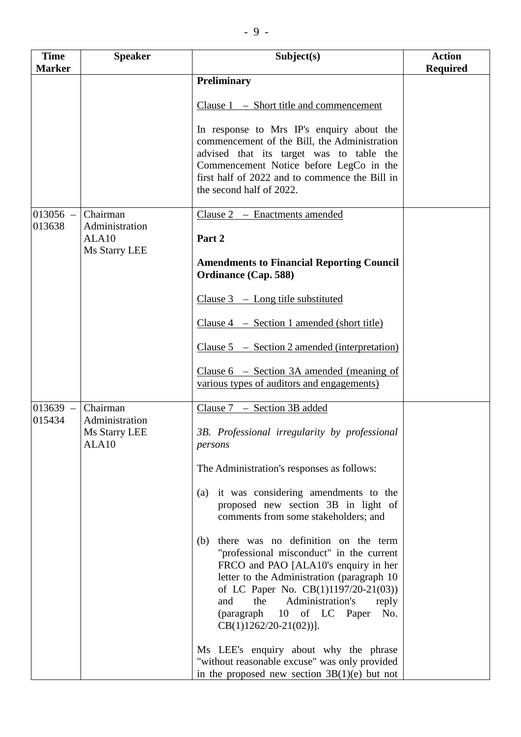| Time Marker | Speaker | Subject(s) | Action Required |
|---|---|---|---|
| | | **Preliminary**<br><br>Clause 1 – Short title and commencement<br><br>In response to Mrs IP's enquiry about the commencement of the Bill, the Administration advised that its target was to table the Commencement Notice before LegCo in the first half of 2022 and to commence the Bill in the second half of 2022. | |
| 013056 – 013638 | Chairman<br>Administration<br>ALA10<br>Ms Starry LEE | Clause 2 – Enactments amended<br><br>**Part 2**<br><br>**Amendments to Financial Reporting Council Ordinance (Cap. 588)**<br><br>Clause 3 – Long title substituted<br><br>Clause 4 – Section 1 amended (short title)<br><br>Clause 5 – Section 2 amended (interpretation)<br><br>Clause 6 – Section 3A amended (meaning of various types of auditors and engagements) | |
| 013639 – 015434 | Chairman<br>Administration<br>Ms Starry LEE<br>ALA10 | Clause 7 – Section 3B added<br><br>*3B. Professional irregularity by professional persons*<br><br>The Administration's responses as follows:<br><br>(a) it was considering amendments to the proposed new section 3B in light of comments from some stakeholders; and<br><br>(b) there was no definition on the term "professional misconduct" in the current FRCO and PAO [ALA10's enquiry in her letter to the Administration (paragraph 10 of LC Paper No. CB(1)1197/20-21(03)) and the Administration's reply (paragraph 10 of LC Paper No. CB(1)1262/20-21(02))].<br><br>Ms LEE's enquiry about why the phrase "without reasonable excuse" was only provided in the proposed new section 3B(1)(e) but not | |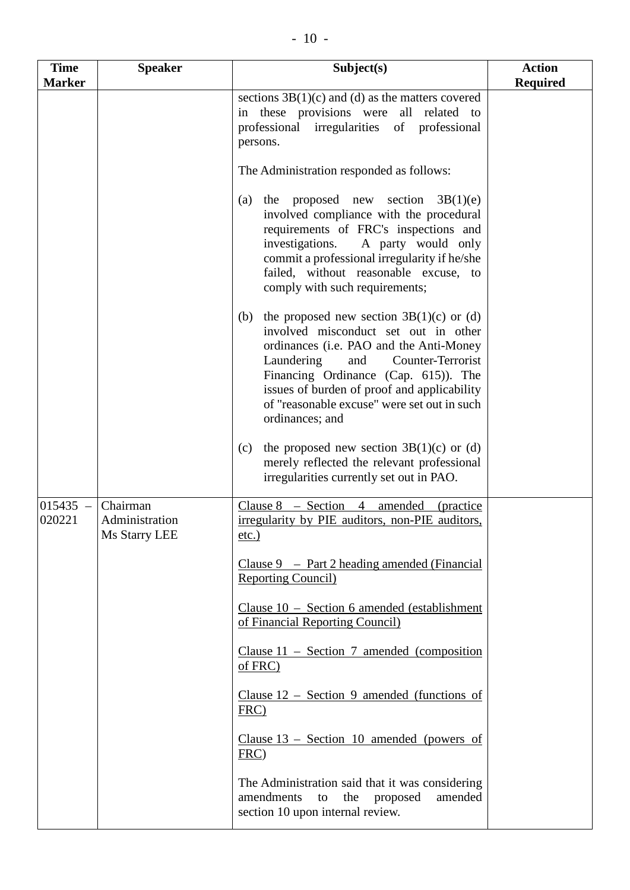| Time Marker | Speaker | Subject(s) | Action Required |
|---|---|---|---|
| | | sections 3B(1)(c) and (d) as the matters covered in these provisions were all related to professional irregularities of professional persons.<br><br>The Administration responded as follows:<br><br>(a) the proposed new section 3B(1)(e) involved compliance with the procedural requirements of FRC's inspections and investigations. A party would only commit a professional irregularity if he/she failed, without reasonable excuse, to comply with such requirements;<br><br>(b) the proposed new section 3B(1)(c) or (d) involved misconduct set out in other ordinances (i.e. PAO and the Anti-Money Laundering and Counter-Terrorist Financing Ordinance (Cap. 615)). The issues of burden of proof and applicability of "reasonable excuse" were set out in such ordinances; and<br><br>(c) the proposed new section 3B(1)(c) or (d) merely reflected the relevant professional irregularities currently set out in PAO. | |
| 015435 – 020221 | Chairman<br>Administration<br>Ms Starry LEE | <u>Clause 8 – Section 4 amended (practice irregularity by PIE auditors, non-PIE auditors, etc.)</u><br><br><u>Clause 9 – Part 2 heading amended (Financial Reporting Council)</u><br><br><u>Clause 10 – Section 6 amended (establishment of Financial Reporting Council)</u><br><br><u>Clause 11 – Section 7 amended (composition of FRC)</u><br><br><u>Clause 12 – Section 9 amended (functions of FRC)</u><br><br><u>Clause 13 – Section 10 amended (powers of FRC)</u><br><br>The Administration said that it was considering amendments to the proposed amended section 10 upon internal review. | |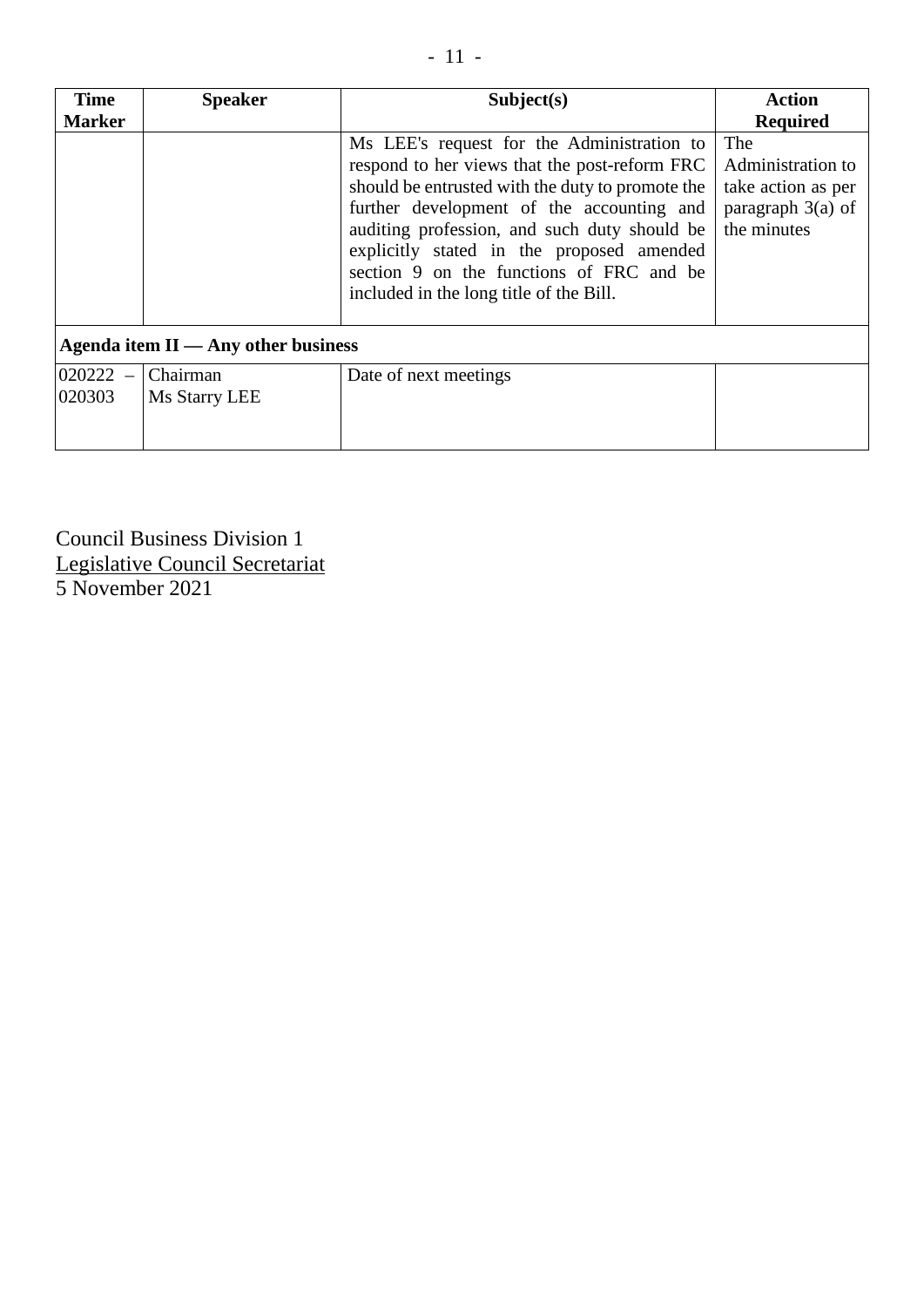| Time Marker | Speaker | Subject(s) | Action Required |
|---|---|---|---|
| | | Ms LEE's request for the Administration to respond to her views that the post-reform FRC should be entrusted with the duty to promote the further development of the accounting and auditing profession, and such duty should be explicitly stated in the proposed amended section 9 on the functions of FRC and be included in the long title of the Bill. | The Administration to take action as per paragraph 3(a) of the minutes |
| **Agenda item II — Any other business** | | | |
| 020222 – 020303 | Chairman<br>Ms Starry LEE | Date of next meetings | |

Council Business Division 1
Legislative Council Secretariat
5 November 2021